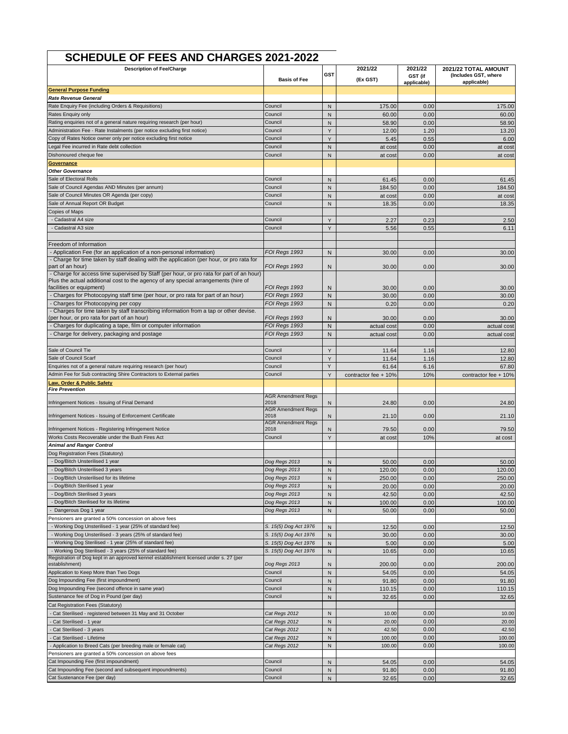# SCHEDULE OF FEES AND CHARGES 2021-2022

| Description of Fee/Charge | Basis of Fee | GST | 2021/22 (Ex GST) | 2021/22 GST (if applicable) | 2021/22 TOTAL AMOUNT (Includes GST, where applicable) |
|---|---|---|---|---|---|
| **General Purpose Funding** | | | | | |
| ***Rate Revenue General*** | | | | | |
| Rate Enquiry Fee (including Orders & Requisitions) | Council | N | 175.00 | 0.00 | 175.00 |
| Rates Enquiry only | Council | N | 60.00 | 0.00 | 60.00 |
| Rating enquiries not of a general nature requiring research (per hour) | Council | N | 58.90 | 0.00 | 58.90 |
| Administration Fee - Rate Instalments (per notice excluding first notice) | Council | Y | 12.00 | 1.20 | 13.20 |
| Copy of Rates Notice owner only per notice excluding first notice | Council | Y | 5.45 | 0.55 | 6.00 |
| Legal Fee incurred in Rate debt collection | Council | N | at cost | 0.00 | at cost |
| Dishonoured cheque fee | Council | N | at cost | 0.00 | at cost |
| **Governance** | | | | | |
| ***Other Governance*** | | | | | |
| Sale of Electoral Rolls | Council | N | 61.45 | 0.00 | 61.45 |
| Sale of Council Agendas AND Minutes (per annum) | Council | N | 184.50 | 0.00 | 184.50 |
| Sale of Council Minutes OR Agenda (per copy) | Council | N | at cost | 0.00 | at cost |
| Sale of Annual Report OR Budget | Council | N | 18.35 | 0.00 | 18.35 |
| Copies of Maps | | | | | |
| - Cadastral A4 size | Council | Y | 2.27 | 0.23 | 2.50 |
| - Cadastral A3 size | Council | Y | 5.56 | 0.55 | 6.11 |
| | | | | | |
| Freedom of Information | | | | | |
| - Application Fee (for an application of a non-personal information) | *FOI Regs 1993* | N | 30.00 | 0.00 | 30.00 |
| - Charge for time taken by staff dealing with the application (per hour, or pro rata for part of an hour) | *FOI Regs 1993* | N | 30.00 | 0.00 | 30.00 |
| - Charge for access time supervised by Staff (per hour, or pro rata for part of an hour) Plus the actual additional cost to the agency of any special arrangements (hire of facilities or equipment) | *FOI Regs 1993* | N | 30.00 | 0.00 | 30.00 |
| - Charges for Photocopying staff time (per hour, or pro rata for part of an hour) | *FOI Regs 1993* | N | 30.00 | 0.00 | 30.00 |
| - Charges for Photocopying per copy | *FOI Regs 1993* | N | 0.20 | 0.00 | 0.20 |
| - Charges for time taken by staff transcribing information from a tap or other devise. (per hour, or pro rata for part of an hour) | *FOI Regs 1993* | N | 30.00 | 0.00 | 30.00 |
| - Charges for duplicating a tape, film or computer information | *FOI Regs 1993* | N | actual cost | 0.00 | actual cost |
| - Charge for delivery, packaging and postage | *FOI Regs 1993* | N | actual cost | 0.00 | actual cost |
| | | | | | |
| Sale of Council Tie | Council | Y | 11.64 | 1.16 | 12.80 |
| Sale of Council Scarf | Council | Y | 11.64 | 1.16 | 12.80 |
| Enquiries not of a general nature requiring research (per hour) | Council | Y | 61.64 | 6.16 | 67.80 |
| Admin Fee for Sub contracting Shire Contractors to External parties | Council | Y | contractor fee + 10% | 10% | contractor fee + 10% |
| **Law, Order & Public Safety** | | | | | |
| ***Fire Prevention*** | | | | | |
| Infringement Notices - Issuing of Final Demand | AGR Amendment Regs 2018 | N | 24.80 | 0.00 | 24.80 |
| Infringement Notices - Issuing of Enforcement Certificate | AGR Amendment Regs 2018 | N | 21.10 | 0.00 | 21.10 |
| Infringement Notices - Registering Infringement Notice | AGR Amendment Regs 2018 | N | 79.50 | 0.00 | 79.50 |
| Works Costs Recoverable under the Bush Fires Act | Council | Y | at cost | 10% | at cost |
| ***Animal and Ranger Control*** | | | | | |
| Dog Registration Fees (Statutory) | | | | | |
| - Dog/Bitch Unsterilised 1 year | *Dog Regs 2013* | N | 50.00 | 0.00 | 50.00 |
| - Dog/Bitch Unsterilised 3 years | *Dog Regs 2013* | N | 120.00 | 0.00 | 120.00 |
| - Dog/Bitch Unsterilised for its lifetime | *Dog Regs 2013* | N | 250.00 | 0.00 | 250.00 |
| - Dog/Bitch Sterilised 1 year | *Dog Regs 2013* | N | 20.00 | 0.00 | 20.00 |
| - Dog/Bitch Sterilised 3 years | *Dog Regs 2013* | N | 42.50 | 0.00 | 42.50 |
| - Dog/Bitch Sterilised for its lifetime | *Dog Regs 2013* | N | 100.00 | 0.00 | 100.00 |
| - Dangerous Dog 1 year | *Dog Regs 2013* | N | 50.00 | 0.00 | 50.00 |
| Pensioners are granted a 50% concession on above fees | | | | | |
| - Working Dog Unsterilised - 1 year (25% of standard fee) | *S. 15(5) Dog Act 1976* | N | 12.50 | 0.00 | 12.50 |
| - Working Dog Unsterilised - 3 years (25% of standard fee) | *S. 15(5) Dog Act 1976* | N | 30.00 | 0.00 | 30.00 |
| - Working Dog Sterilised - 1 year (25% of standard fee) | *S. 15(5) Dog Act 1976* | N | 5.00 | 0.00 | 5.00 |
| - Working Dog Sterilised - 3 years (25% of standard fee) | *S. 15(5) Dog Act 1976* | N | 10.65 | 0.00 | 10.65 |
| Registration of Dog kept in an approved kennel establishment licensed under s. 27 (per establishment) | *Dog Regs 2013* | N | 200.00 | 0.00 | 200.00 |
| Application to Keep More than Two Dogs | Council | N | 54.05 | 0.00 | 54.05 |
| Dog Impounding Fee (first impoundment) | Council | N | 91.80 | 0.00 | 91.80 |
| Dog Impounding Fee (second offence in same year) | Council | N | 110.15 | 0.00 | 110.15 |
| Sustenance fee of Dog in Pound (per day) | Council | N | 32.65 | 0.00 | 32.65 |
| Cat Registration Fees (Statutory) | | | | | |
| - Cat Sterilised - registered between 31 May and 31 October | *Cat Regs 2012* | N | 10.00 | 0.00 | 10.00 |
| - Cat Sterilised - 1 year | *Cat Regs 2012* | N | 20.00 | 0.00 | 20.00 |
| - Cat Sterilised - 3 years | *Cat Regs 2012* | N | 42.50 | 0.00 | 42.50 |
| - Cat Sterilised - Lifetime | *Cat Regs 2012* | N | 100.00 | 0.00 | 100.00 |
| - Application to Breed Cats (per breeding male or female cat) | *Cat Regs 2012* | N | 100.00 | 0.00 | 100.00 |
| Pensioners are granted a 50% concession on above fees | | | | | |
| Cat Impounding Fee (first impoundment) | Council | N | 54.05 | 0.00 | 54.05 |
| Cat Impounding Fee (second and subsequent impoundments) | Council | N | 91.80 | 0.00 | 91.80 |
| Cat Sustenance Fee (per day) | Council | N | 32.65 | 0.00 | 32.65 |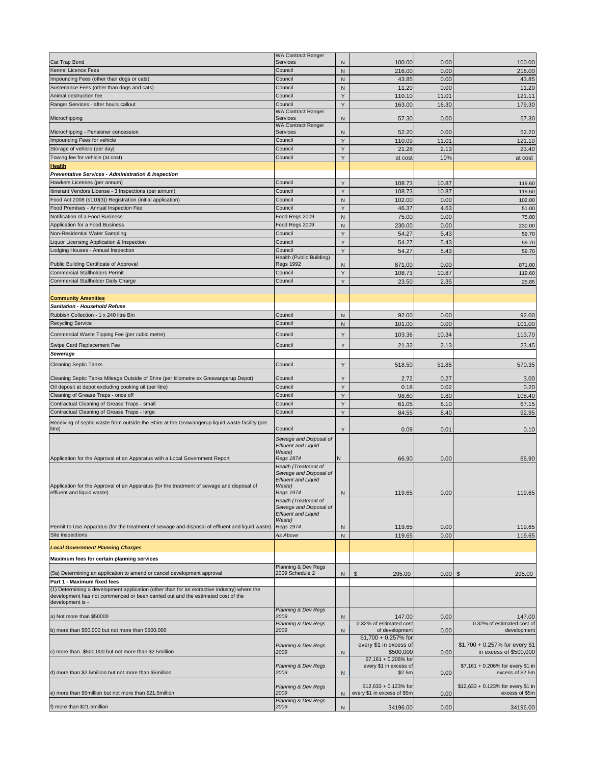| | | | | | |
|---|---|---|---|---|---|
| Cat Trap Bond | WA Contract Ranger Services | N | 100.00 | 0.00 | 100.00 |
| Kennel Licence Fees | Council | N | 216.00 | 0.00 | 216.00 |
| Impounding Fees (other than dogs or cats) | Council | N | 43.85 | 0.00 | 43.85 |
| Sustenance Fees (other than dogs and cats) | Council | N | 11.20 | 0.00 | 11.20 |
| Animal destruction fee | Council | Y | 110.10 | 11.01 | 121.11 |
| Ranger Services - after hours callout | Council | Y | 163.00 | 16.30 | 179.30 |
| Microchipping | WA Contract Ranger Services | N | 57.30 | 0.00 | 57.30 |
| Microchipping - Pensioner concession | WA Contract Ranger Services | N | 52.20 | 0.00 | 52.20 |
| Impounding Fees for vehicle | Council | Y | 110.09 | 11.01 | 121.10 |
| Storage of vehicle (per day) | Council | Y | 21.28 | 2.13 | 23.40 |
| Towing fee for vehicle (at cost) | Council | Y | at cost | 10% | at cost |
| **Health** | | | | | |
| ***Preventative Services - Administration & Inspection*** | | | | | |
| Hawkers Licenses (per annum) | Council | Y | 108.73 | 10.87 | 119.60 |
| Itinerant Vendors License - 3 Inspections (per annum) | Council | Y | 108.73 | 10.87 | 119.60 |
| Food Act 2008 (s110(3)) Registration (initial application) | Council | N | 102.00 | 0.00 | 102.00 |
| Food Premises - Annual Inspection Fee | Council | Y | 46.37 | 4.63 | 51.00 |
| Notification of a Food Business | Food Regs 2009 | N | 75.00 | 0.00 | 75.00 |
| Application for a Food Business | Food Regs 2009 | N | 230.00 | 0.00 | 230.00 |
| Non-Residential Water Sampling | Council | Y | 54.27 | 5.43 | 59.70 |
| Liquor Licensing Application & Inspection | Council | Y | 54.27 | 5.43 | 59.70 |
| Lodging Houses - Annual Inspection | Council | Y | 54.27 | 5.43 | 59.70 |
| Public Building Certificate of Approval | Health (Public Building) Regs 1992 | N | 871.00 | 0.00 | 871.00 |
| Commercial Stallholders Permit | Council | Y | 108.73 | 10.87 | 119.60 |
| Commercial Stallholder Daily Charge | Council | Y | 23.50 | 2.35 | 25.85 |
| **Community Amenities** | | | | | |
| ***Sanitation - Household Refuse*** | | | | | |
| Rubbish Collection - 1 x 240 litre Bin | Council | N | 92.00 | 0.00 | 92.00 |
| Recycling Service | Council | N | 101.00 | 0.00 | 101.00 |
| Commercial Waste Tipping Fee (per cubic metre) | Council | Y | 103.36 | 10.34 | 113.70 |
| Swipe Card Replacement Fee | Council | Y | 21.32 | 2.13 | 23.45 |
| ***Sewerage*** | | | | | |
| Cleaning Septic Tanks | Council | Y | 518.50 | 51.85 | 570.35 |
| Cleaning Septic Tanks Mileage Outside of Shire (per kilometre ex Gnowangerup Depot) | Council | Y | 2.72 | 0.27 | 3.00 |
| Oil deposit at depot excluding cooking oil (per litre) | Council | Y | 0.18 | 0.02 | 0.20 |
| Cleaning of Grease Traps - once off | Council | Y | 98.60 | 9.80 | 108.40 |
| Contractual Cleaning of Grease Traps - small | Council | Y | 61.05 | 6.10 | 67.15 |
| Contractual Cleaning of Grease Traps - large | Council | Y | 84.55 | 8.40 | 92.95 |
| Receiving of septic waste from outside the Shire at the Gnowangerup liquid waste facility (per litre) | Council | Y | 0.09 | 0.01 | 0.10 |
| Application for the Approval of an Apparatus with a Local Government Report | *Sewage and Disposal of Effluent and Liquid Waste) Regs 1974* | N | 66.90 | 0.00 | 66.90 |
| Application for the Approval of an Apparatus (for the treatment of sewage and disposal of effluent and liquid waste) | *Health (Treatment of Sewage and Disposal of Effluent and Liquid Waste) Regs 1974* | N | 119.65 | 0.00 | 119.65 |
| Permit to Use Apparatus (for the treatment of sewage and disposal of effluent and liquid waste) | *Health (Treatment of Sewage and Disposal of Effluent and Liquid Waste) Regs 1974* | N | 119.65 | 0.00 | 119.65 |
| Site inspections | *As Above* | N | 119.65 | 0.00 | 119.65 |
| ***Local Government Planning Charges*** | | | | | |
| **Maximum fees for certain planning services** | | | | | |
| (5a) Determining an application to amend or cancel development approval | Planning & Dev Regs 2009 Schedule 2 | N | $ 295.00 | 0.00 | $ 295.00 |
| **Part 1 - Maximum fixed fees** | | | | | |
| (1) Determining a development application (other than for an extractive industry) where the development has not commenced or been carried out and the estimated cost of the development is - | | | | | |
| a) Not more than $50000 | *Planning & Dev Regs 2009* | N | 147.00 | 0.00 | 147.00 |
| b) more than $50,000 but not more than $500,000 | *Planning & Dev Regs 2009* | N | 0.32% of estimated cost of development | 0.00 | 0.32% of estimated cost of development |
| c) more than $500,000 but not more than $2.5million | *Planning & Dev Regs 2009* | N | $1,700 + 0.257% for every $1 in excess of $500,000 | 0.00 | $1,700 + 0.257% for every $1 in excess of $500,000 |
| d) more than $2.5million but not more than $5million | *Planning & Dev Regs 2009* | N | $7,161 + 0.206% for every $1 in excess of $2.5m | 0.00 | $7,161 + 0.206% for every $1 in excess of $2.5m |
| e) more than $5million but not more than $21.5million | *Planning & Dev Regs 2009* | N | $12,633 + 0.123% for every $1 in excess of $5m | 0.00 | $12,633 + 0.123% for every $1 in excess of $5m |
| f) more than $21.5million | *Planning & Dev Regs 2009* | N | 34196.00 | 0.00 | 34196.00 |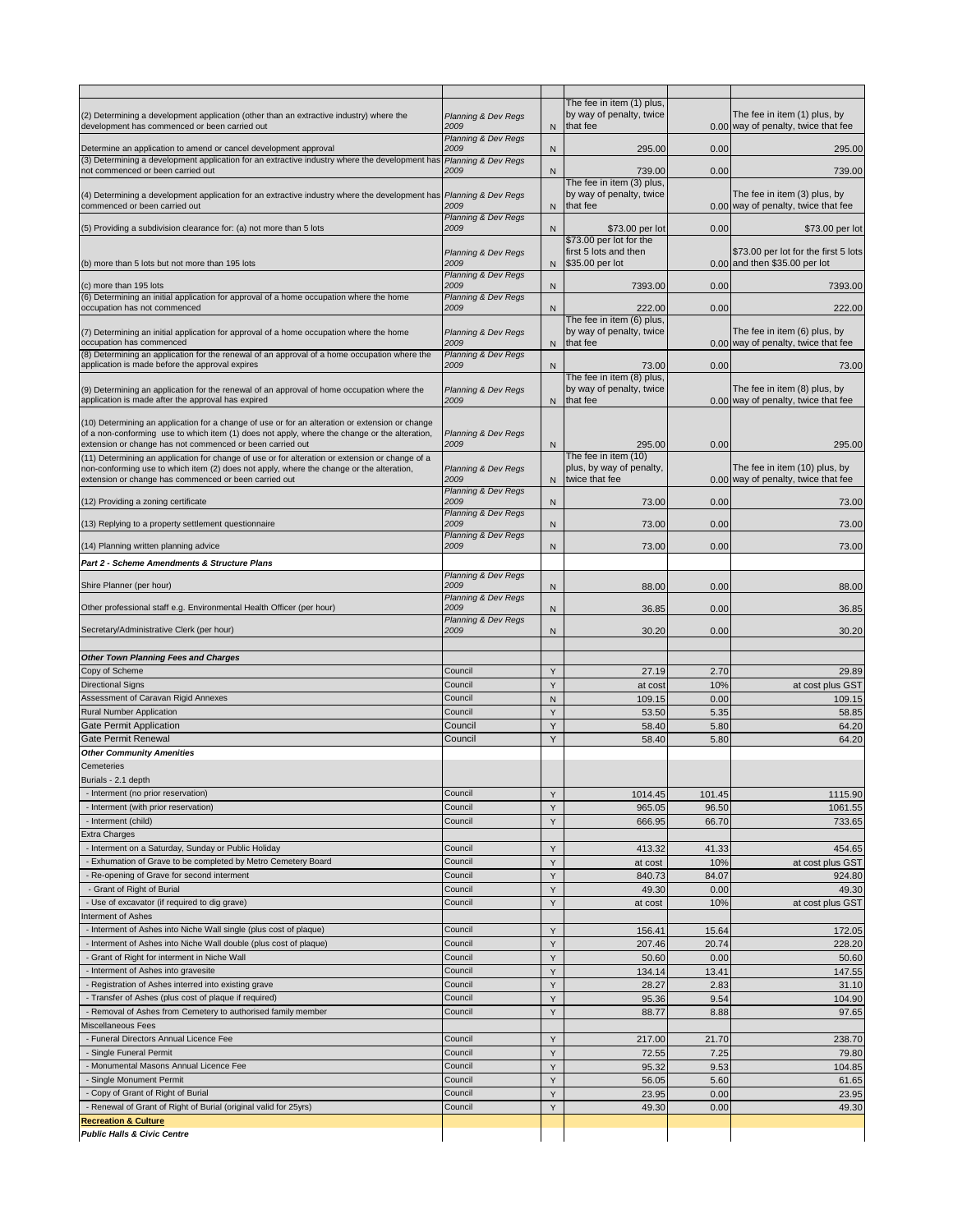| | | | | | |
|---|---|---|---|---|---|
| (2) Determining a development application (other than an extractive industry) where the development has commenced or been carried out | Planning & Dev Regs 2009 | N | The fee in item (1) plus, by way of penalty, twice that fee | 0.00 | The fee in item (1) plus, by way of penalty, twice that fee |
| Determine an application to amend or cancel development approval | Planning & Dev Regs 2009 | N | 295.00 | 0.00 | 295.00 |
| (3) Determining a development application for an extractive industry where the development has not commenced or been carried out | Planning & Dev Regs 2009 | N | 739.00 | 0.00 | 739.00 |
| (4) Determining a development application for an extractive industry where the development has commenced or been carried out | Planning & Dev Regs 2009 | N | The fee in item (3) plus, by way of penalty, twice that fee | 0.00 | The fee in item (3) plus, by way of penalty, twice that fee |
| (5) Providing a subdivision clearance for: (a) not more than 5 lots | Planning & Dev Regs 2009 | N | $73.00 per lot | 0.00 | $73.00 per lot |
| (b) more than 5 lots but not more than 195 lots | Planning & Dev Regs 2009 | N | $73.00 per lot for the first 5 lots and then $35.00 per lot | 0.00 | $73.00 per lot for the first 5 lots and then $35.00 per lot |
| (c) more than 195 lots | Planning & Dev Regs 2009 | N | 7393.00 | 0.00 | 7393.00 |
| (6) Determining an initial application for approval of a home occupation where the home occupation has not commenced | Planning & Dev Regs 2009 | N | 222.00 | 0.00 | 222.00 |
| (7) Determining an initial application for approval of a home occupation where the home occupation has commenced | Planning & Dev Regs 2009 | N | The fee in item (6) plus, by way of penalty, twice that fee | 0.00 | The fee in item (6) plus, by way of penalty, twice that fee |
| (8) Determining an application for the renewal of an approval of a home occupation where the application is made before the approval expires | Planning & Dev Regs 2009 | N | 73.00 | 0.00 | 73.00 |
| (9) Determining an application for the renewal of an approval of home occupation where the application is made after the approval has expired | Planning & Dev Regs 2009 | N | The fee in item (8) plus, by way of penalty, twice that fee | 0.00 | The fee in item (8) plus, by way of penalty, twice that fee |
| (10) Determining an application for a change of use or for an alteration or extension or change of a non-conforming use to which item (1) does not apply, where the change or the alteration, extension or change has not commenced or been carried out | Planning & Dev Regs 2009 | N | 295.00 | 0.00 | 295.00 |
| (11) Determining an application for change of use or for alteration or extension or change of a non-conforming use to which item (2) does not apply, where the change or the alteration, extension or change has commenced or been carried out | Planning & Dev Regs 2009 | N | The fee in item (10) plus, by way of penalty, twice that fee | 0.00 | The fee in item (10) plus, by way of penalty, twice that fee |
| (12) Providing a zoning certificate | Planning & Dev Regs 2009 | N | 73.00 | 0.00 | 73.00 |
| (13) Replying to a property settlement questionnaire | Planning & Dev Regs 2009 | N | 73.00 | 0.00 | 73.00 |
| (14) Planning written planning advice | Planning & Dev Regs 2009 | N | 73.00 | 0.00 | 73.00 |
| ***Part 2 - Scheme Amendments & Structure Plans*** | | | | | |
| Shire Planner (per hour) | Planning & Dev Regs 2009 | N | 88.00 | 0.00 | 88.00 |
| Other professional staff e.g. Environmental Health Officer (per hour) | Planning & Dev Regs 2009 | N | 36.85 | 0.00 | 36.85 |
| Secretary/Administrative Clerk (per hour) | Planning & Dev Regs 2009 | N | 30.20 | 0.00 | 30.20 |
| | | | | | |
| ***Other Town Planning Fees and Charges*** | | | | | |
| Copy of Scheme | Council | Y | 27.19 | 2.70 | 29.89 |
| Directional Signs | Council | Y | at cost | 10% | at cost plus GST |
| Assessment of Caravan Rigid Annexes | Council | N | 109.15 | 0.00 | 109.15 |
| Rural Number Application | Council | Y | 53.50 | 5.35 | 58.85 |
| Gate Permit Application | Council | Y | 58.40 | 5.80 | 64.20 |
| Gate Permit Renewal | Council | Y | 58.40 | 5.80 | 64.20 |
| ***Other Community Amenities*** | | | | | |
| Cemeteries | | | | | |
| Burials - 2.1 depth | | | | | |
| - Interment (no prior reservation) | Council | Y | 1014.45 | 101.45 | 1115.90 |
| - Interment (with prior reservation) | Council | Y | 965.05 | 96.50 | 1061.55 |
| - Interment (child) | Council | Y | 666.95 | 66.70 | 733.65 |
| Extra Charges | | | | | |
| - Interment on a Saturday, Sunday or Public Holiday | Council | Y | 413.32 | 41.33 | 454.65 |
| - Exhumation of Grave to be completed by Metro Cemetery Board | Council | Y | at cost | 10% | at cost plus GST |
| - Re-opening of Grave for second interment | Council | Y | 840.73 | 84.07 | 924.80 |
| - Grant of Right of Burial | Council | Y | 49.30 | 0.00 | 49.30 |
| - Use of excavator (if required to dig grave) | Council | Y | at cost | 10% | at cost plus GST |
| Interment of Ashes | | | | | |
| - Interment of Ashes into Niche Wall single (plus cost of plaque) | Council | Y | 156.41 | 15.64 | 172.05 |
| - Interment of Ashes into Niche Wall double (plus cost of plaque) | Council | Y | 207.46 | 20.74 | 228.20 |
| - Grant of Right for interment in Niche Wall | Council | Y | 50.60 | 0.00 | 50.60 |
| - Interment of Ashes into gravesite | Council | Y | 134.14 | 13.41 | 147.55 |
| - Registration of Ashes interred into existing grave | Council | Y | 28.27 | 2.83 | 31.10 |
| - Transfer of Ashes (plus cost of plaque if required) | Council | Y | 95.36 | 9.54 | 104.90 |
| - Removal of Ashes from Cemetery to authorised family member | Council | Y | 88.77 | 8.88 | 97.65 |
| Miscellaneous Fees | | | | | |
| - Funeral Directors Annual Licence Fee | Council | Y | 217.00 | 21.70 | 238.70 |
| - Single Funeral Permit | Council | Y | 72.55 | 7.25 | 79.80 |
| - Monumental Masons Annual Licence Fee | Council | Y | 95.32 | 9.53 | 104.85 |
| - Single Monument Permit | Council | Y | 56.05 | 5.60 | 61.65 |
| - Copy of Grant of Right of Burial | Council | Y | 23.95 | 0.00 | 23.95 |
| - Renewal of Grant of Right of Burial (original valid for 25yrs) | Council | Y | 49.30 | 0.00 | 49.30 |
| **Recreation & Culture** | | | | | |
| ***Public Halls & Civic Centre*** | | | | | |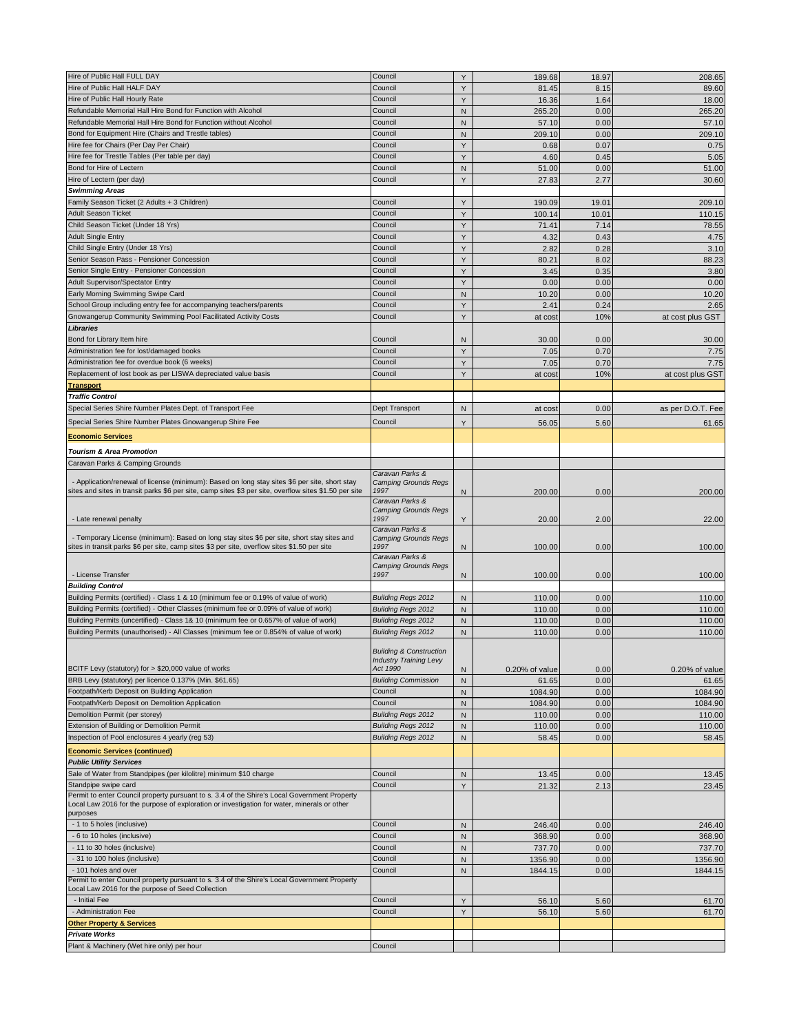| | | | | | |
|---|---|---|---|---|---|
| Hire of Public Hall FULL DAY | Council | Y | 189.68 | 18.97 | 208.65 |
| Hire of Public Hall HALF DAY | Council | Y | 81.45 | 8.15 | 89.60 |
| Hire of Public Hall Hourly Rate | Council | Y | 16.36 | 1.64 | 18.00 |
| Refundable Memorial Hall Hire Bond for Function with Alcohol | Council | N | 265.20 | 0.00 | 265.20 |
| Refundable Memorial Hall Hire Bond for Function without Alcohol | Council | N | 57.10 | 0.00 | 57.10 |
| Bond for Equipment Hire (Chairs and Trestle tables) | Council | N | 209.10 | 0.00 | 209.10 |
| Hire fee for Chairs (Per Day Per Chair) | Council | Y | 0.68 | 0.07 | 0.75 |
| Hire fee for Trestle Tables (Per table per day) | Council | Y | 4.60 | 0.45 | 5.05 |
| Bond for Hire of Lectern | Council | N | 51.00 | 0.00 | 51.00 |
| Hire of Lectern (per day) | Council | Y | 27.83 | 2.77 | 30.60 |
| ***Swimming Areas*** | | | | | |
| Family Season Ticket (2 Adults + 3 Children) | Council | Y | 190.09 | 19.01 | 209.10 |
| Adult Season Ticket | Council | Y | 100.14 | 10.01 | 110.15 |
| Child Season Ticket (Under 18 Yrs) | Council | Y | 71.41 | 7.14 | 78.55 |
| Adult Single Entry | Council | Y | 4.32 | 0.43 | 4.75 |
| Child Single Entry (Under 18 Yrs) | Council | Y | 2.82 | 0.28 | 3.10 |
| Senior Season Pass - Pensioner Concession | Council | Y | 80.21 | 8.02 | 88.23 |
| Senior Single Entry - Pensioner Concession | Council | Y | 3.45 | 0.35 | 3.80 |
| Adult Supervisor/Spectator Entry | Council | Y | 0.00 | 0.00 | 0.00 |
| Early Morning Swimming Swipe Card | Council | N | 10.20 | 0.00 | 10.20 |
| School Group including entry fee for accompanying teachers/parents | Council | Y | 2.41 | 0.24 | 2.65 |
| Gnowangerup Community Swimming Pool Facilitated Activity Costs | Council | Y | at cost | 10% | at cost plus GST |
| ***Libraries*** | | | | | |
| Bond for Library Item hire | Council | N | 30.00 | 0.00 | 30.00 |
| Administration fee for lost/damaged books | Council | Y | 7.05 | 0.70 | 7.75 |
| Administration fee for overdue book (6 weeks) | Council | Y | 7.05 | 0.70 | 7.75 |
| Replacement of lost book as per LISWA depreciated value basis | Council | Y | at cost | 10% | at cost plus GST |
| **Transport** | | | | | |
| ***Traffic Control*** | | | | | |
| Special Series Shire Number Plates Dept. of Transport Fee | Dept Transport | N | at cost | 0.00 | as per D.O.T. Fee |
| Special Series Shire Number Plates Gnowangerup Shire Fee | Council | Y | 56.05 | 5.60 | 61.65 |
| **Economic Services** | | | | | |
| ***Tourism & Area Promotion*** | | | | | |
| Caravan Parks & Camping Grounds | | | | | |
| - Application/renewal of license (minimum): Based on long stay sites $6 per site, short stay sites and sites in transit parks $6 per site, camp sites $3 per site, overflow sites $1.50 per site | *Caravan Parks & Camping Grounds Regs 1997* | N | 200.00 | 0.00 | 200.00 |
| - Late renewal penalty | *Caravan Parks & Camping Grounds Regs 1997* | Y | 20.00 | 2.00 | 22.00 |
| - Temporary License (minimum): Based on long stay sites $6 per site, short stay sites and sites in transit parks $6 per site, camp sites $3 per site, overflow sites $1.50 per site | *Caravan Parks & Camping Grounds Regs 1997* | N | 100.00 | 0.00 | 100.00 |
| - License Transfer | *Caravan Parks & Camping Grounds Regs 1997* | N | 100.00 | 0.00 | 100.00 |
| ***Building Control*** | | | | | |
| Building Permits (certified) - Class 1 & 10 (minimum fee or 0.19% of value of work) | *Building Regs 2012* | N | 110.00 | 0.00 | 110.00 |
| Building Permits (certified) - Other Classes (minimum fee or 0.09% of value of work) | *Building Regs 2012* | N | 110.00 | 0.00 | 110.00 |
| Building Permits (uncertified) - Class 1& 10 (minimum fee or 0.657% of value of work) | *Building Regs 2012* | N | 110.00 | 0.00 | 110.00 |
| Building Permits (unauthorised) - All Classes (minimum fee or 0.854% of value of work) | *Building Regs 2012* | N | 110.00 | 0.00 | 110.00 |
| BCITF Levy (statutory) for > $20,000 value of works | *Building & Construction Industry Training Levy Act 1990* | N | 0.20% of value | 0.00 | 0.20% of value |
| BRB Levy (statutory) per licence 0.137% (Min. $61.65) | *Building Commission* | N | 61.65 | 0.00 | 61.65 |
| Footpath/Kerb Deposit on Building Application | Council | N | 1084.90 | 0.00 | 1084.90 |
| Footpath/Kerb Deposit on Demolition Application | Council | N | 1084.90 | 0.00 | 1084.90 |
| Demolition Permit (per storey) | *Building Regs 2012* | N | 110.00 | 0.00 | 110.00 |
| Extension of Building or Demolition Permit | *Building Regs 2012* | N | 110.00 | 0.00 | 110.00 |
| Inspection of Pool enclosures 4 yearly (reg 53) | *Building Regs 2012* | N | 58.45 | 0.00 | 58.45 |
| **Economic Services (continued)** | | | | | |
| ***Public Utility Services*** | | | | | |
| Sale of Water from Standpipes (per kilolitre) minimum $10 charge | Council | N | 13.45 | 0.00 | 13.45 |
| Standpipe swipe card | Council | Y | 21.32 | 2.13 | 23.45 |
| Permit to enter Council property pursuant to s. 3.4 of the Shire's Local Government Property Local Law 2016 for the purpose of exploration or investigation for water, minerals or other purposes | | | | | |
| - 1 to 5 holes (inclusive) | Council | N | 246.40 | 0.00 | 246.40 |
| - 6 to 10 holes (inclusive) | Council | N | 368.90 | 0.00 | 368.90 |
| - 11 to 30 holes (inclusive) | Council | N | 737.70 | 0.00 | 737.70 |
| - 31 to 100 holes (inclusive) | Council | N | 1356.90 | 0.00 | 1356.90 |
| - 101 holes and over | Council | N | 1844.15 | 0.00 | 1844.15 |
| Permit to enter Council property pursuant to s. 3.4 of the Shire's Local Government Property Local Law 2016 for the purpose of Seed Collection | | | | | |
| - Initial Fee | Council | Y | 56.10 | 5.60 | 61.70 |
| - Administration Fee | Council | Y | 56.10 | 5.60 | 61.70 |
| **Other Property & Services** | | | | | |
| ***Private Works*** | | | | | |
| Plant & Machinery (Wet hire only) per hour | Council | | | | |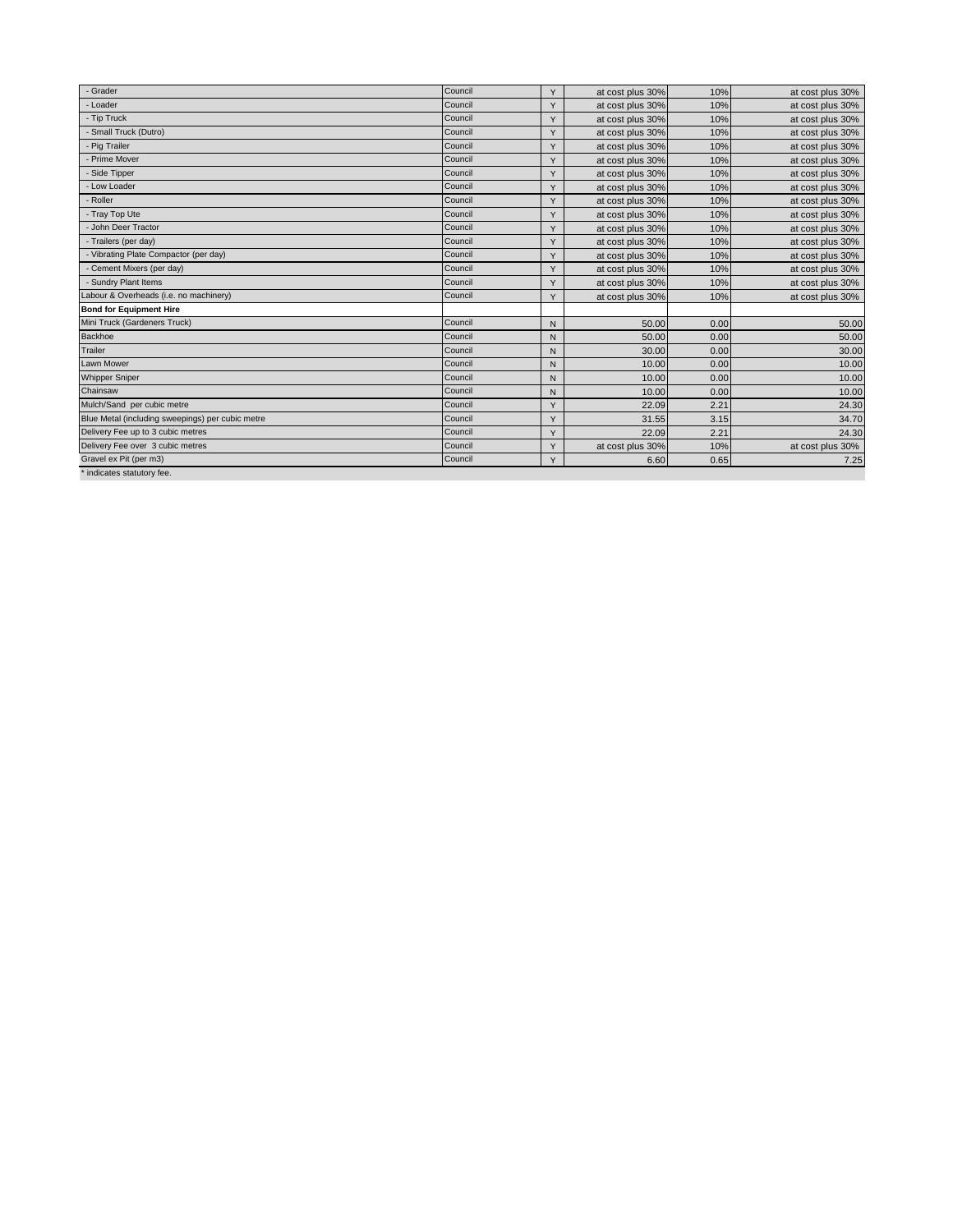| | | | | | |
|---|---|---|---|---|---|
| - Grader | Council | Y | at cost plus 30% | 10% | at cost plus 30% |
| - Loader | Council | Y | at cost plus 30% | 10% | at cost plus 30% |
| - Tip Truck | Council | Y | at cost plus 30% | 10% | at cost plus 30% |
| - Small Truck (Dutro) | Council | Y | at cost plus 30% | 10% | at cost plus 30% |
| - Pig Trailer | Council | Y | at cost plus 30% | 10% | at cost plus 30% |
| - Prime Mover | Council | Y | at cost plus 30% | 10% | at cost plus 30% |
| - Side Tipper | Council | Y | at cost plus 30% | 10% | at cost plus 30% |
| - Low Loader | Council | Y | at cost plus 30% | 10% | at cost plus 30% |
| - Roller | Council | Y | at cost plus 30% | 10% | at cost plus 30% |
| - Tray Top Ute | Council | Y | at cost plus 30% | 10% | at cost plus 30% |
| - John Deer Tractor | Council | Y | at cost plus 30% | 10% | at cost plus 30% |
| - Trailers (per day) | Council | Y | at cost plus 30% | 10% | at cost plus 30% |
| - Vibrating Plate Compactor (per day) | Council | Y | at cost plus 30% | 10% | at cost plus 30% |
| - Cement Mixers (per day) | Council | Y | at cost plus 30% | 10% | at cost plus 30% |
| - Sundry Plant Items | Council | Y | at cost plus 30% | 10% | at cost plus 30% |
| Labour & Overheads (i.e. no machinery) | Council | Y | at cost plus 30% | 10% | at cost plus 30% |
| **Bond for Equipment Hire** | | | | | |
| Mini Truck (Gardeners Truck) | Council | N | 50.00 | 0.00 | 50.00 |
| Backhoe | Council | N | 50.00 | 0.00 | 50.00 |
| Trailer | Council | N | 30.00 | 0.00 | 30.00 |
| Lawn Mower | Council | N | 10.00 | 0.00 | 10.00 |
| Whipper Sniper | Council | N | 10.00 | 0.00 | 10.00 |
| Chainsaw | Council | N | 10.00 | 0.00 | 10.00 |
| Mulch/Sand per cubic metre | Council | Y | 22.09 | 2.21 | 24.30 |
| Blue Metal (including sweepings) per cubic metre | Council | Y | 31.55 | 3.15 | 34.70 |
| Delivery Fee up to 3 cubic metres | Council | Y | 22.09 | 2.21 | 24.30 |
| Delivery Fee over 3 cubic metres | Council | Y | at cost plus 30% | 10% | at cost plus 30% |
| Gravel ex Pit (per m3) | Council | Y | 6.60 | 0.65 | 7.25 |

* indicates statutory fee.